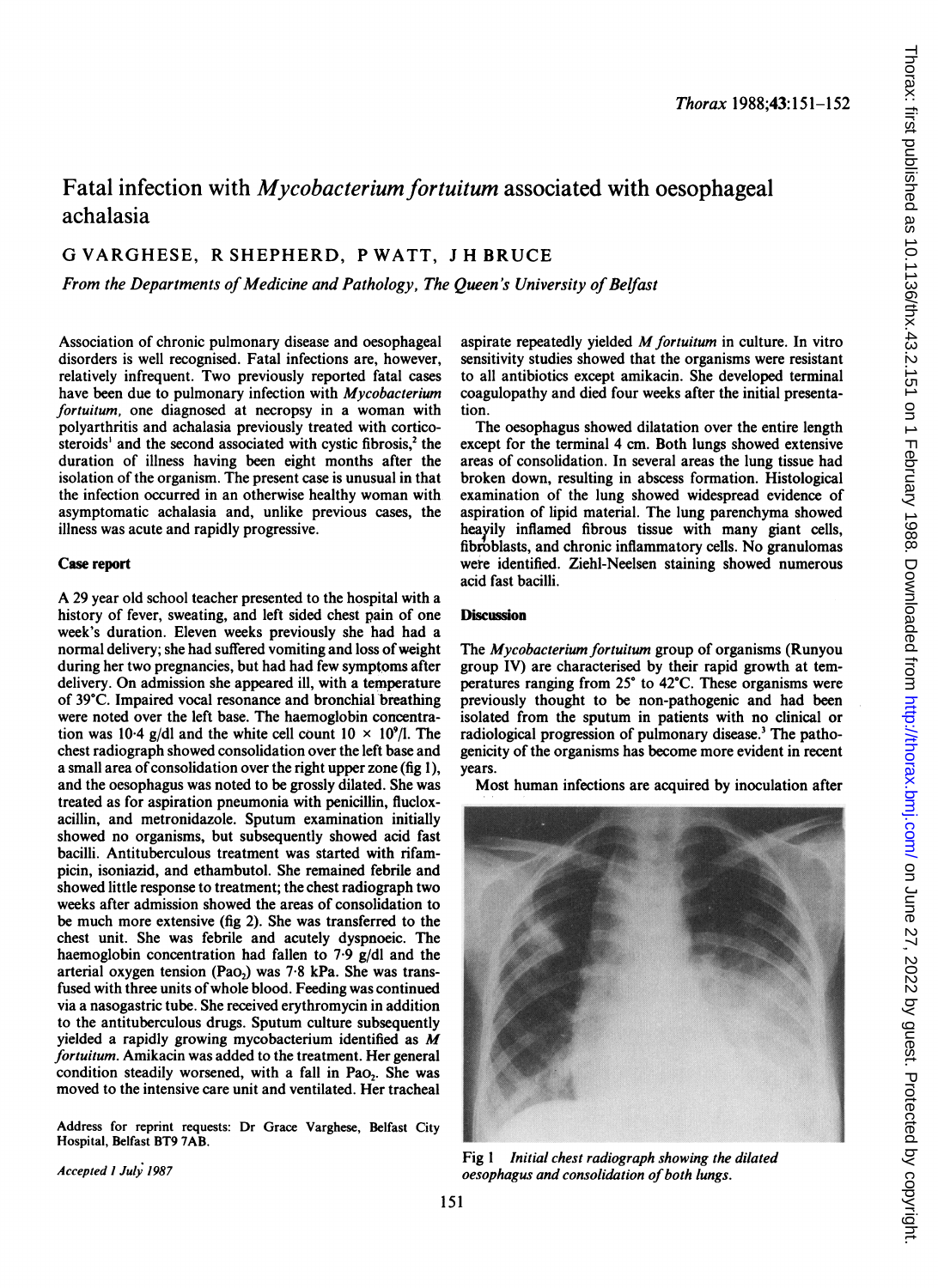# Fatal infection with *Mycobacterium fortuitum* associated with oesophageal achalasia

G VARGHESE, R SHEPHERD, P WATT, J H BRUCE

*From the Departments of Medicine and Pathology, The Queen's University of Belfast*

Association of chronic pulmonary disease and oesophageal disorders is well recognised. Fatal infections are, however, relatively infrequent. Two previously reported fatal cases have been due to pulmonary infection with *Mycobacterium fortuitum*, one diagnosed at necropsy in a woman with polyarthritis and achalasia previously treated with corticosteroids[1] and the second associated with cystic fibrosis,[2] the duration of illness having been eight months after the isolation of the organism. The present case is unusual in that the infection occurred in an otherwise healthy woman with asymptomatic achalasia and, unlike previous cases, the illness was acute and rapidly progressive.

## Case report

A 29 year old school teacher presented to the hospital with a history of fever, sweating, and left sided chest pain of one week's duration. Eleven weeks previously she had had a normal delivery; she had suffered vomiting and loss of weight during her two pregnancies, but had had few symptoms after delivery. On admission she appeared ill, with a temperature of 39°C. Impaired vocal resonance and bronchial breathing were noted over the left base. The haemoglobin concentration was 10·4 g/dl and the white cell count $10 \times 10^9$/l. The chest radiograph showed consolidation over the left base and a small area of consolidation over the right upper zone (fig 1), and the oesophagus was noted to be grossly dilated. She was treated as for aspiration pneumonia with penicillin, flucloxacillin, and metronidazole. Sputum examination initially showed no organisms, but subsequently showed acid fast bacilli. Antituberculous treatment was started with rifampicin, isoniazid, and ethambutol. She remained febrile and showed little response to treatment; the chest radiograph two weeks after admission showed the areas of consolidation to be much more extensive (fig 2). She was transferred to the chest unit. She was febrile and acutely dyspnoeic. The haemoglobin concentration had fallen to 7·9 g/dl and the arterial oxygen tension ($Pa_{O_2}$) was 7·8 kPa. She was transfused with three units of whole blood. Feeding was continued via a nasogastric tube. She received erythromycin in addition to the antituberculous drugs. Sputum culture subsequently yielded a rapidly growing mycobacterium identified as *M fortuitum*. Amikacin was added to the treatment. Her general condition steadily worsened, with a fall in $Pa_{O_2}$. She was moved to the intensive care unit and ventilated. Her tracheal aspirate repeatedly yielded *M fortuitum* in culture. In vitro sensitivity studies showed that the organisms were resistant to all antibiotics except amikacin. She developed terminal coagulopathy and died four weeks after the initial presentation.

The oesophagus showed dilatation over the entire length except for the terminal 4 cm. Both lungs showed extensive areas of consolidation. In several areas the lung tissue had broken down, resulting in abscess formation. Histological examination of the lung showed widespread evidence of aspiration of lipid material. The lung parenchyma showed heavily inflamed fibrous tissue with many giant cells, fibroblasts, and chronic inflammatory cells. No granulomas were identified. Ziehl-Neelsen staining showed numerous acid fast bacilli.

## Discussion

The *Mycobacterium fortuitum* group of organisms (Runyon group IV) are characterised by their rapid growth at temperatures ranging from 25° to 42°C. These organisms were previously thought to be non-pathogenic and had been isolated from the sputum in patients with no clinical or radiological progression of pulmonary disease.[3] The pathogenicity of the organisms has become more evident in recent years.

Most human infections are acquired by inoculation after

Fig 1 *Initial chest radiograph showing the dilated oesophagus and consolidation of both lungs.*

Address for reprint requests: Dr Grace Varghese, Belfast City Hospital, Belfast BT9 7AB.

*Accepted 1 July 1987*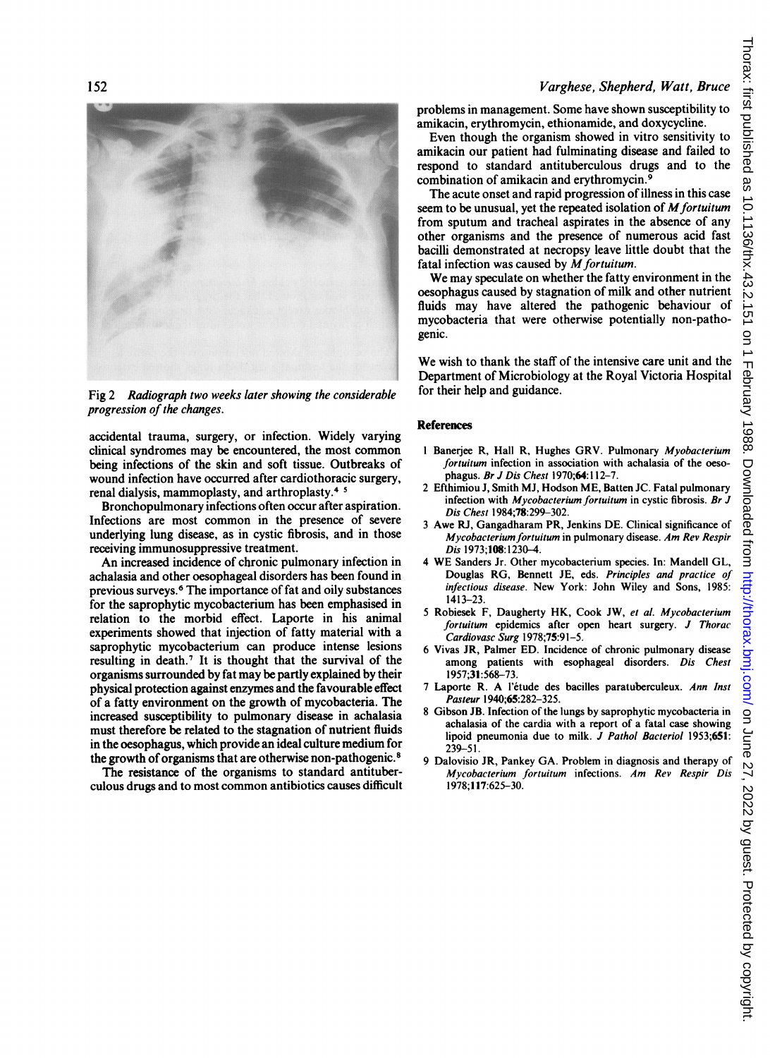Fig 2 *Radiograph two weeks later showing the considerable progression of the changes.*

accidental trauma, surgery, or infection. Widely varying clinical syndromes may be encountered, the most common being infections of the skin and soft tissue. Outbreaks of wound infection have occurred after cardiothoracic surgery, renal dialysis, mammoplasty, and arthroplasty.[4,5]

Bronchopulmonary infections often occur after aspiration. Infections are most common in the presence of severe underlying lung disease, as in cystic fibrosis, and in those receiving immunosuppressive treatment.

An increased incidence of chronic pulmonary infection in achalasia and other oesophageal disorders has been found in previous surveys.[6] The importance of fat and oily substances for the saprophytic mycobacterium has been emphasised in relation to the morbid effect. Laporte in his animal experiments showed that injection of fatty material with a saprophytic mycobacterium can produce intense lesions resulting in death.[7] It is thought that the survival of the organisms surrounded by fat may be partly explained by their physical protection against enzymes and the favourable effect of a fatty environment on the growth of mycobacteria. The increased susceptibility to pulmonary disease in achalasia must therefore be related to the stagnation of nutrient fluids in the oesophagus, which provide an ideal culture medium for the growth of organisms that are otherwise non-pathogenic.[8]

The resistance of the organisms to standard antituberculous drugs and to most common antibiotics causes difficult problems in management. Some have shown susceptibility to amikacin, erythromycin, ethionamide, and doxycycline.

Even though the organism showed in vitro sensitivity to amikacin our patient had fulminating disease and failed to respond to standard antituberculous drugs and to the combination of amikacin and erythromycin.[9]

The acute onset and rapid progression of illness in this case seem to be unusual, yet the repeated isolation of *M fortuitum* from sputum and tracheal aspirates in the absence of any other organisms and the presence of numerous acid fast bacilli demonstrated at necropsy leave little doubt that the fatal infection was caused by *M fortuitum*.

We may speculate on whether the fatty environment in the oesophagus caused by stagnation of milk and other nutrient fluids may have altered the pathogenic behaviour of mycobacteria that were otherwise potentially non-pathogenic.

We wish to thank the staff of the intensive care unit and the Department of Microbiology at the Royal Victoria Hospital for their help and guidance.

## References

1. Banerjee R, Hall R, Hughes GRV. Pulmonary *Myobacterium fortuitum* infection in association with achalasia of the oesophagus. *Br J Dis Chest* 1970;**64**:112–7.
2. Efthimiou J, Smith MJ, Hodson ME, Batten JC. Fatal pulmonary infection with *Mycobacterium fortuitum* in cystic fibrosis. *Br J Dis Chest* 1984;**78**:299–302.
3. Awe RJ, Gangadharam PR, Jenkins DE. Clinical significance of *Mycobacterium fortuitum* in pulmonary disease. *Am Rev Respir Dis* 1973;**108**:1230–4.
4. WE Sanders Jr. Other mycobacterium species. In: Mandell GL, Douglas RG, Bennett JE, eds. *Principles and practice of infectious disease*. New York: John Wiley and Sons, 1985: 1413–23.
5. Robiesek F, Daugherty HK, Cook JW, *et al*. *Mycobacterium fortuitum* epidemics after open heart surgery. *J Thorac Cardiovasc Surg* 1978;**75**:91–5.
6. Vivas JR, Palmer ED. Incidence of chronic pulmonary disease among patients with esophageal disorders. *Dis Chest* 1957;**31**:568–73.
7. Laporte R. A l'étude des bacilles paratuberculeux. *Ann Inst Pasteur* 1940;**65**:282–325.
8. Gibson JB. Infection of the lungs by saprophytic mycobacteria in achalasia of the cardia with a report of a fatal case showing lipoid pneumonia due to milk. *J Pathol Bacteriol* 1953;**651**: 239–51.
9. Dalovisio JR, Pankey GA. Problem in diagnosis and therapy of *Mycobacterium fortuitum* infections. *Am Rev Respir Dis* 1978;**117**:625–30.